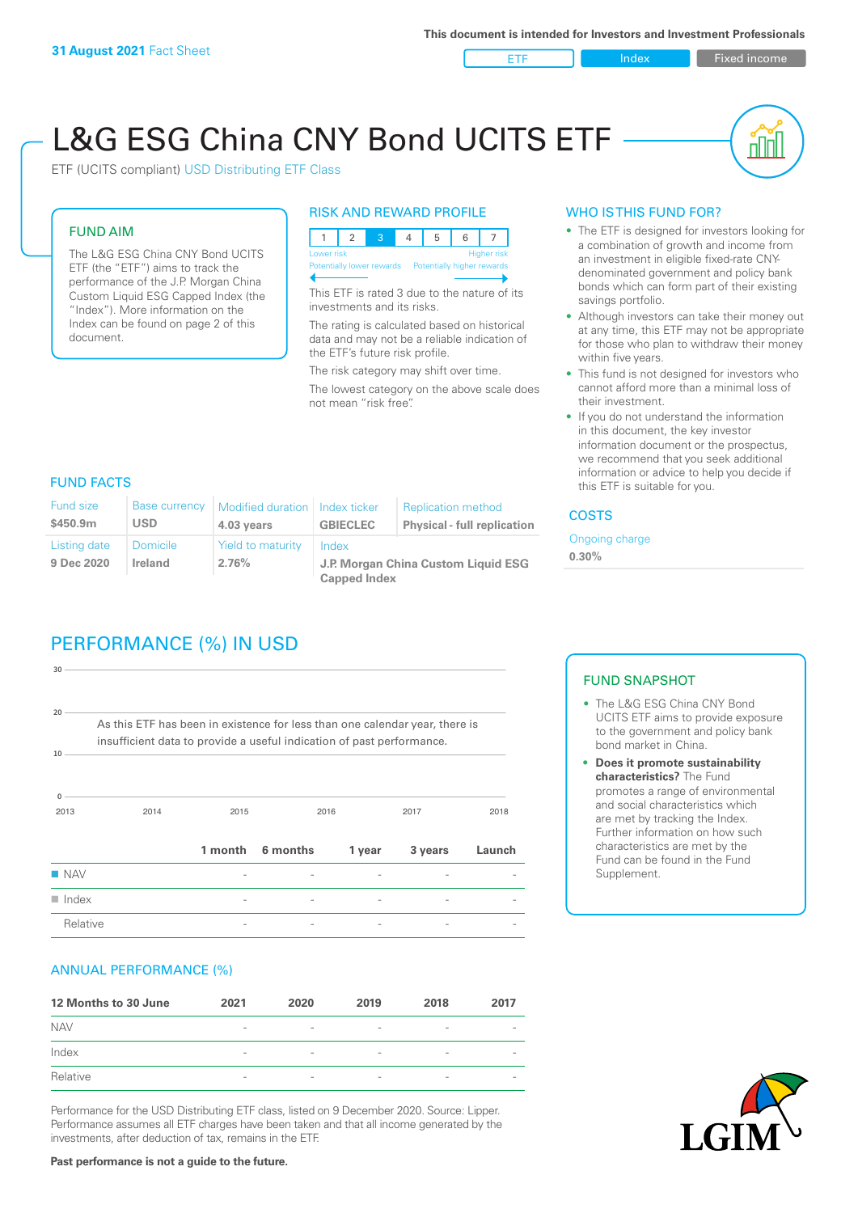**31 August 2021** Fact Sheet

This document is intended for Investors and Investment Professionals

ETF | Index | Fixed income

# L&G ESG China CNY Bond UCITS ETF

ETF (UCITS compliant) USD Distributing ETF Class

## FUND AIM

The L&G ESG China CNY Bond UCITS ETF (the "ETF") aims to track the performance of the J.P. Morgan China Custom Liquid ESG Capped Index (the "Index"). More information on the Index can be found on page 2 of this document.

## RISK AND REWARD PROFILE

| 1 | 2 | **3** | 4 | 5 | 6 | 7 |
|---|---|---|---|---|---|---|

Lower risk — Potentially lower rewards | Higher risk — Potentially higher rewards

This ETF is rated 3 due to the nature of its investments and its risks.

The rating is calculated based on historical data and may not be a reliable indication of the ETF's future risk profile.

The risk category may shift over time.

The lowest category on the above scale does not mean "risk free".

## WHO IS THIS FUND FOR?

- The ETF is designed for investors looking for a combination of growth and income from an investment in eligible fixed-rate CNY-denominated government and policy bank bonds which can form part of their existing savings portfolio.
- Although investors can take their money out at any time, this ETF may not be appropriate for those who plan to withdraw their money within five years.
- This fund is not designed for investors who cannot afford more than a minimal loss of their investment.
- If you do not understand the information in this document, the key investor information document or the prospectus, we recommend that you seek additional information or advice to help you decide if this ETF is suitable for you.

## FUND FACTS

| Fund size | Base currency | Modified duration | Index ticker | Replication method |
|---|---|---|---|---|
| **$450.9m** | **USD** | **4.03 years** | **GBIECLEC** | **Physical - full replication** |
| **Listing date** | **Domicile** | **Yield to maturity** | **Index** | |
| **9 Dec 2020** | **Ireland** | **2.76%** | **J.P. Morgan China Custom Liquid ESG Capped Index** | |

## COSTS

Ongoing charge

**0.30%**

## PERFORMANCE (%) IN USD

As this ETF has been in existence for less than one calendar year, there is insufficient data to provide a useful indication of past performance.

| | 1 month | 6 months | 1 year | 3 years | Launch |
|---|---|---|---|---|---|
| NAV | - | - | - | - | - |
| Index | - | - | - | - | - |
| Relative | - | - | - | - | - |

## FUND SNAPSHOT

- The L&G ESG China CNY Bond UCITS ETF aims to provide exposure to the government and policy bank bond market in China.
- **Does it promote sustainability characteristics?** The Fund promotes a range of environmental and social characteristics which are met by tracking the Index. Further information on how such characteristics are met by the Fund can be found in the Fund Supplement.

## ANNUAL PERFORMANCE (%)

| 12 Months to 30 June | 2021 | 2020 | 2019 | 2018 | 2017 |
|---|---|---|---|---|---|
| NAV | - | - | - | - | - |
| Index | - | - | - | - | - |
| Relative | - | - | - | - | - |

Performance for the USD Distributing ETF class, listed on 9 December 2020. Source: Lipper. Performance assumes all ETF charges have been taken and that all income generated by the investments, after deduction of tax, remains in the ETF.

**Past performance is not a guide to the future.**

LGIM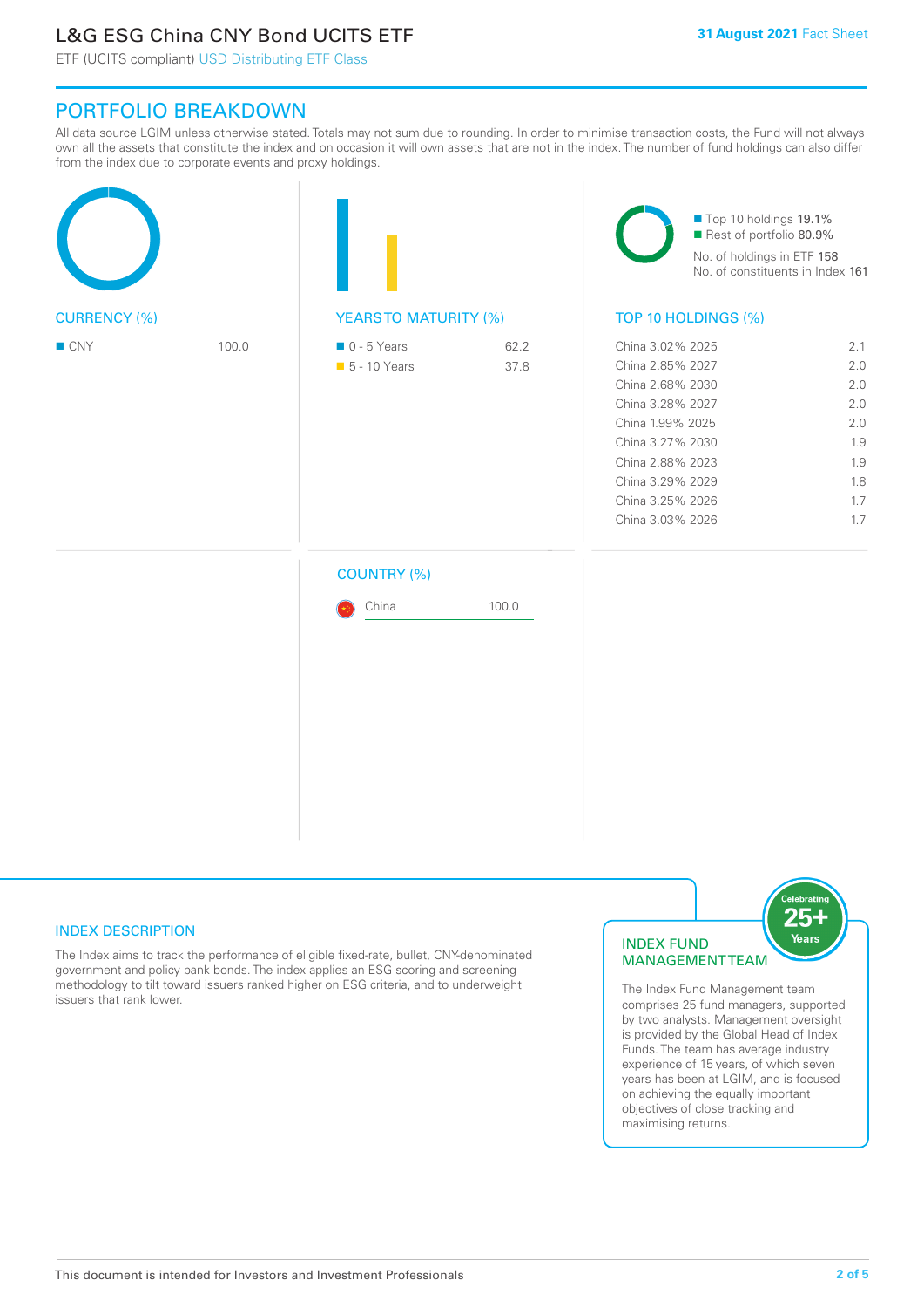# L&G ESG China CNY Bond UCITS ETF

ETF (UCITS compliant) USD Distributing ETF Class

**31 August 2021** Fact Sheet

## PORTFOLIO BREAKDOWN

All data source LGIM unless otherwise stated. Totals may not sum due to rounding. In order to minimise transaction costs, the Fund will not always own all the assets that constitute the index and on occasion it will own assets that are not in the index. The number of fund holdings can also differ from the index due to corporate events and proxy holdings.

### CURRENCY (%)

| Currency | % |
|---|---|
| CNY | 100.0 |

### YEARS TO MATURITY (%)

| Years | % |
|---|---|
| 0 - 5 Years | 62.2 |
| 5 - 10 Years | 37.8 |

- Top 10 holdings 19.1%
- Rest of portfolio 80.9%

No. of holdings in ETF 158

No. of constituents in Index 161

### TOP 10 HOLDINGS (%)

| Holding | % |
|---|---|
| China 3.02% 2025 | 2.1 |
| China 2.85% 2027 | 2.0 |
| China 2.68% 2030 | 2.0 |
| China 3.28% 2027 | 2.0 |
| China 1.99% 2025 | 2.0 |
| China 3.27% 2030 | 1.9 |
| China 2.88% 2023 | 1.9 |
| China 3.29% 2029 | 1.8 |
| China 3.25% 2026 | 1.7 |
| China 3.03% 2026 | 1.7 |

### COUNTRY (%)

| Country | % |
|---|---|
| China | 100.0 |

### INDEX DESCRIPTION

The Index aims to track the performance of eligible fixed-rate, bullet, CNY-denominated government and policy bank bonds. The index applies an ESG scoring and screening methodology to tilt toward issuers ranked higher on ESG criteria, and to underweight issuers that rank lower.

### INDEX FUND MANAGEMENT TEAM

Celebrating 25+ Years

The Index Fund Management team comprises 25 fund managers, supported by two analysts. Management oversight is provided by the Global Head of Index Funds. The team has average industry experience of 15 years, of which seven years has been at LGIM, and is focused on achieving the equally important objectives of close tracking and maximising returns.

This document is intended for Investors and Investment Professionals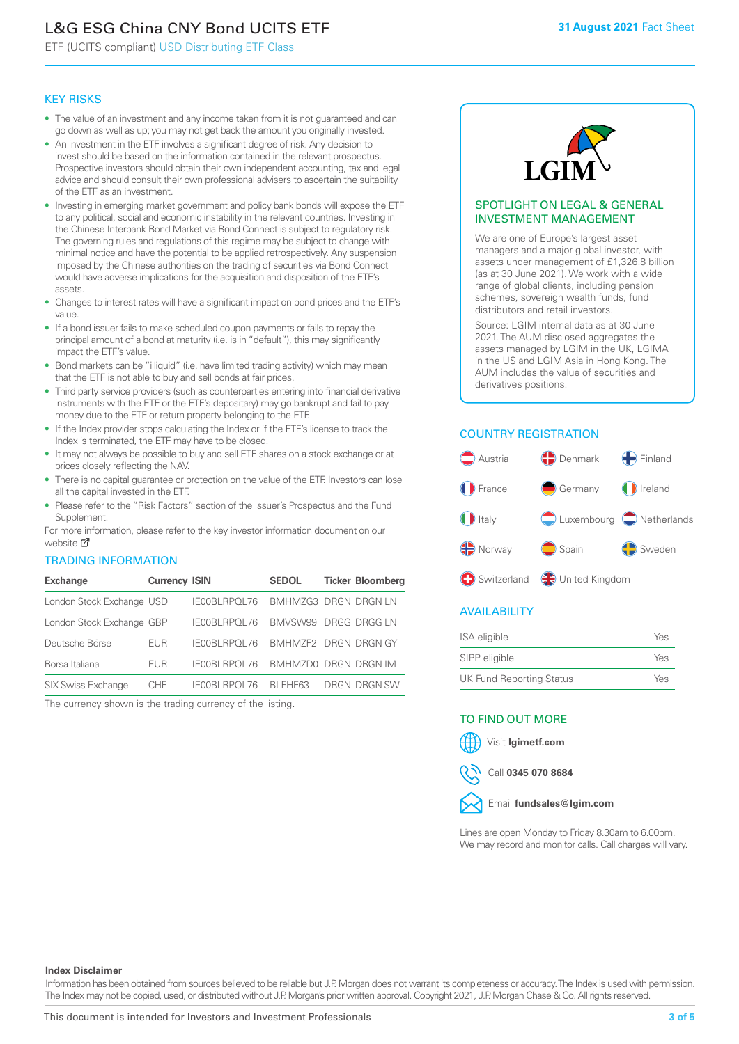# L&G ESG China CNY Bond UCITS ETF

ETF (UCITS compliant) USD Distributing ETF Class

**31 August 2021** Fact Sheet

## KEY RISKS

- The value of an investment and any income taken from it is not guaranteed and can go down as well as up; you may not get back the amount you originally invested.
- An investment in the ETF involves a significant degree of risk. Any decision to invest should be based on the information contained in the relevant prospectus. Prospective investors should obtain their own independent accounting, tax and legal advice and should consult their own professional advisers to ascertain the suitability of the ETF as an investment.
- Investing in emerging market government and policy bank bonds will expose the ETF to any political, social and economic instability in the relevant countries. Investing in the Chinese Interbank Bond Market via Bond Connect is subject to regulatory risk. The governing rules and regulations of this regime may be subject to change with minimal notice and have the potential to be applied retrospectively. Any suspension imposed by the Chinese authorities on the trading of securities via Bond Connect would have adverse implications for the acquisition and disposition of the ETF's assets.
- Changes to interest rates will have a significant impact on bond prices and the ETF's value.
- If a bond issuer fails to make scheduled coupon payments or fails to repay the principal amount of a bond at maturity (i.e. is in "default"), this may significantly impact the ETF's value.
- Bond markets can be "illiquid" (i.e. have limited trading activity) which may mean that the ETF is not able to buy and sell bonds at fair prices.
- Third party service providers (such as counterparties entering into financial derivative instruments with the ETF or the ETF's depositary) may go bankrupt and fail to pay money due to the ETF or return property belonging to the ETF.
- If the Index provider stops calculating the Index or if the ETF's license to track the Index is terminated, the ETF may have to be closed.
- It may not always be possible to buy and sell ETF shares on a stock exchange or at prices closely reflecting the NAV.
- There is no capital guarantee or protection on the value of the ETF. Investors can lose all the capital invested in the ETF.
- Please refer to the "Risk Factors" section of the Issuer's Prospectus and the Fund Supplement.

For more information, please refer to the key investor information document on our website

## TRADING INFORMATION

| Exchange | Currency | ISIN | SEDOL | Ticker | Bloomberg |
|---|---|---|---|---|---|
| London Stock Exchange | USD | IE00BLRPQL76 | BMHMZG3 | DRGN | DRGN LN |
| London Stock Exchange | GBP | IE00BLRPQL76 | BMVSW99 | DRGG | DRGG LN |
| Deutsche Börse | EUR | IE00BLRPQL76 | BMHMZF2 | DRGN | DRGN GY |
| Borsa Italiana | EUR | IE00BLRPQL76 | BMHMZD0 | DRGN | DRGN IM |
| SIX Swiss Exchange | CHF | IE00BLRPQL76 | BLFHF63 | DRGN | DRGN SW |

The currency shown is the trading currency of the listing.

## SPOTLIGHT ON LEGAL & GENERAL INVESTMENT MANAGEMENT

We are one of Europe's largest asset managers and a major global investor, with assets under management of £1,326.8 billion (as at 30 June 2021). We work with a wide range of global clients, including pension schemes, sovereign wealth funds, fund distributors and retail investors.

Source: LGIM internal data as at 30 June 2021. The AUM disclosed aggregates the assets managed by LGIM in the UK, LGIMA in the US and LGIM Asia in Hong Kong. The AUM includes the value of securities and derivatives positions.

## COUNTRY REGISTRATION

Austria, Denmark, Finland, France, Germany, Ireland, Italy, Luxembourg, Netherlands, Norway, Spain, Sweden, Switzerland, United Kingdom

## AVAILABILITY

| | |
|---|---|
| ISA eligible | Yes |
| SIPP eligible | Yes |
| UK Fund Reporting Status | Yes |

## TO FIND OUT MORE

Visit **lgimetf.com**

Call **0345 070 8684**

Email **fundsales@lgim.com**

Lines are open Monday to Friday 8.30am to 6.00pm. We may record and monitor calls. Call charges will vary.

**Index Disclaimer**

Information has been obtained from sources believed to be reliable but J.P. Morgan does not warrant its completeness or accuracy. The Index is used with permission. The Index may not be copied, used, or distributed without J.P. Morgan's prior written approval. Copyright 2021, J.P. Morgan Chase & Co. All rights reserved.

This document is intended for Investors and Investment Professionals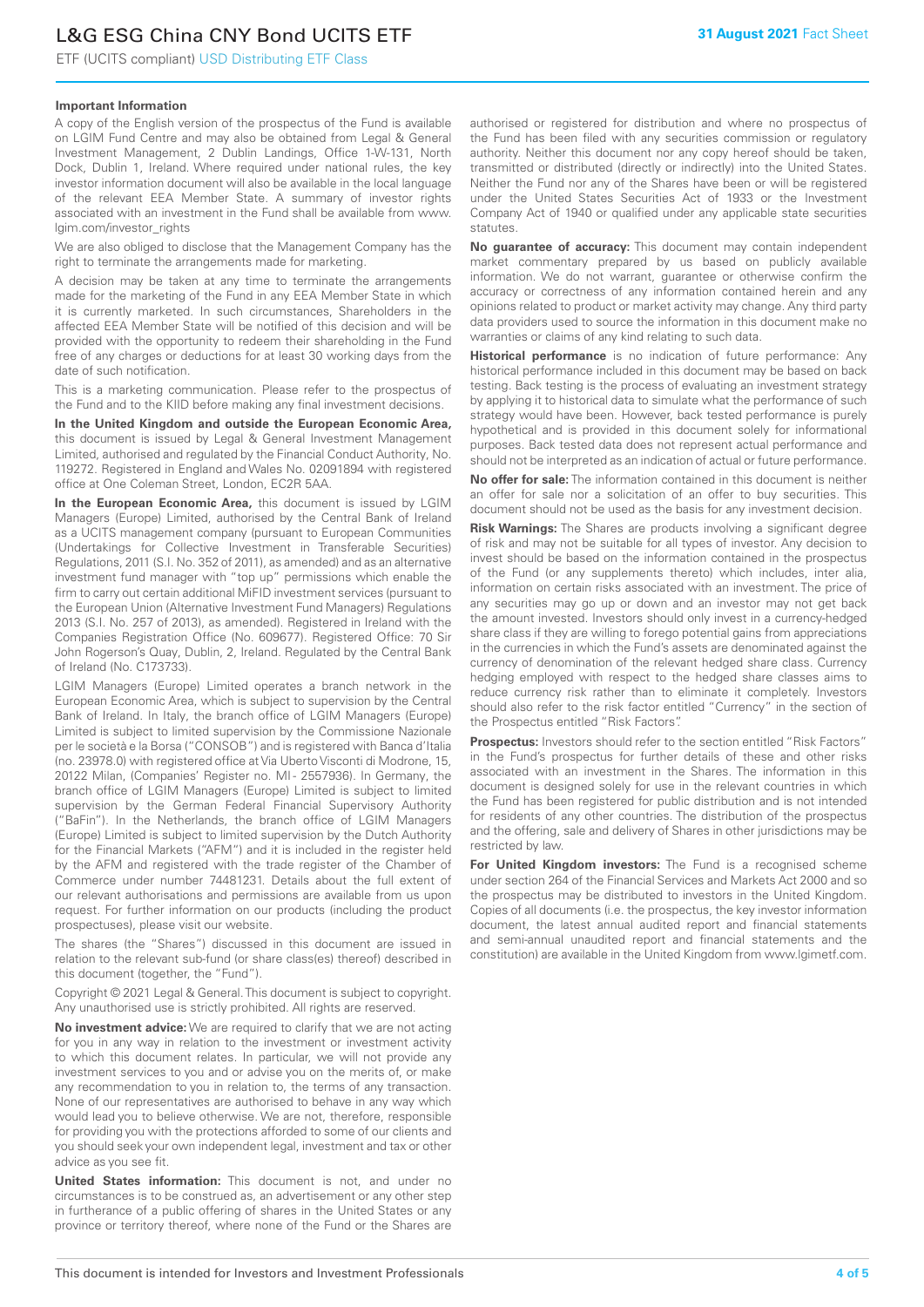**Important Information**

A copy of the English version of the prospectus of the Fund is available on LGIM Fund Centre and may also be obtained from Legal & General Investment Management, 2 Dublin Landings, Office 1-W-131, North Dock, Dublin 1, Ireland. Where required under national rules, the key investor information document will also be available in the local language of the relevant EEA Member State. A summary of investor rights associated with an investment in the Fund shall be available from www.lgim.com/investor_rights

We are also obliged to disclose that the Management Company has the right to terminate the arrangements made for marketing.

A decision may be taken at any time to terminate the arrangements made for the marketing of the Fund in any EEA Member State in which it is currently marketed. In such circumstances, Shareholders in the affected EEA Member State will be notified of this decision and will be provided with the opportunity to redeem their shareholding in the Fund free of any charges or deductions for at least 30 working days from the date of such notification.

This is a marketing communication. Please refer to the prospectus of the Fund and to the KIID before making any final investment decisions.

**In the United Kingdom and outside the European Economic Area,** this document is issued by Legal & General Investment Management Limited, authorised and regulated by the Financial Conduct Authority, No. 119272. Registered in England and Wales No. 02091894 with registered office at One Coleman Street, London, EC2R 5AA.

**In the European Economic Area,** this document is issued by LGIM Managers (Europe) Limited, authorised by the Central Bank of Ireland as a UCITS management company (pursuant to European Communities (Undertakings for Collective Investment in Transferable Securities) Regulations, 2011 (S.I. No. 352 of 2011), as amended) and as an alternative investment fund manager with "top up" permissions which enable the firm to carry out certain additional MiFID investment services (pursuant to the European Union (Alternative Investment Fund Managers) Regulations 2013 (S.I. No. 257 of 2013), as amended). Registered in Ireland with the Companies Registration Office (No. 609677). Registered Office: 70 Sir John Rogerson's Quay, Dublin, 2, Ireland. Regulated by the Central Bank of Ireland (No. C173733).

LGIM Managers (Europe) Limited operates a branch network in the European Economic Area, which is subject to supervision by the Central Bank of Ireland. In Italy, the branch office of LGIM Managers (Europe) Limited is subject to limited supervision by the Commissione Nazionale per le società e la Borsa ("CONSOB") and is registered with Banca d'Italia (no. 23978.0) with registered office at Via Uberto Visconti di Modrone, 15, 20122 Milan, (Companies' Register no. MI - 2557936). In Germany, the branch office of LGIM Managers (Europe) Limited is subject to limited supervision by the German Federal Financial Supervisory Authority ("BaFin"). In the Netherlands, the branch office of LGIM Managers (Europe) Limited is subject to limited supervision by the Dutch Authority for the Financial Markets ("AFM") and it is included in the register held by the AFM and registered with the trade register of the Chamber of Commerce under number 74481231. Details about the full extent of our relevant authorisations and permissions are available from us upon request. For further information on our products (including the product prospectuses), please visit our website.

The shares (the "Shares") discussed in this document are issued in relation to the relevant sub-fund (or share class(es) thereof) described in this document (together, the "Fund").

Copyright © 2021 Legal & General. This document is subject to copyright. Any unauthorised use is strictly prohibited. All rights are reserved.

**No investment advice:** We are required to clarify that we are not acting for you in any way in relation to the investment or investment activity to which this document relates. In particular, we will not provide any investment services to you and or advise you on the merits of, or make any recommendation to you in relation to, the terms of any transaction. None of our representatives are authorised to behave in any way which would lead you to believe otherwise. We are not, therefore, responsible for providing you with the protections afforded to some of our clients and you should seek your own independent legal, investment and tax or other advice as you see fit.

**United States information:** This document is not, and under no circumstances is to be construed as, an advertisement or any other step in furtherance of a public offering of shares in the United States or any province or territory thereof, where none of the Fund or the Shares are authorised or registered for distribution and where no prospectus of the Fund has been filed with any securities commission or regulatory authority. Neither this document nor any copy hereof should be taken, transmitted or distributed (directly or indirectly) into the United States. Neither the Fund nor any of the Shares have been or will be registered under the United States Securities Act of 1933 or the Investment Company Act of 1940 or qualified under any applicable state securities statutes.

**No guarantee of accuracy:** This document may contain independent market commentary prepared by us based on publicly available information. We do not warrant, guarantee or otherwise confirm the accuracy or correctness of any information contained herein and any opinions related to product or market activity may change. Any third party data providers used to source the information in this document make no warranties or claims of any kind relating to such data.

**Historical performance** is no indication of future performance: Any historical performance included in this document may be based on back testing. Back testing is the process of evaluating an investment strategy by applying it to historical data to simulate what the performance of such strategy would have been. However, back tested performance is purely hypothetical and is provided in this document solely for informational purposes. Back tested data does not represent actual performance and should not be interpreted as an indication of actual or future performance.

**No offer for sale:** The information contained in this document is neither an offer for sale nor a solicitation of an offer to buy securities. This document should not be used as the basis for any investment decision.

**Risk Warnings:** The Shares are products involving a significant degree of risk and may not be suitable for all types of investor. Any decision to invest should be based on the information contained in the prospectus of the Fund (or any supplements thereto) which includes, inter alia, information on certain risks associated with an investment. The price of any securities may go up or down and an investor may not get back the amount invested. Investors should only invest in a currency-hedged share class if they are willing to forego potential gains from appreciations in the currencies in which the Fund's assets are denominated against the currency of denomination of the relevant hedged share class. Currency hedging employed with respect to the hedged share classes aims to reduce currency risk rather than to eliminate it completely. Investors should also refer to the risk factor entitled "Currency" in the section of the Prospectus entitled "Risk Factors".

**Prospectus:** Investors should refer to the section entitled "Risk Factors" in the Fund's prospectus for further details of these and other risks associated with an investment in the Shares. The information in this document is designed solely for use in the relevant countries in which the Fund has been registered for public distribution and is not intended for residents of any other countries. The distribution of the prospectus and the offering, sale and delivery of Shares in other jurisdictions may be restricted by law.

**For United Kingdom investors:** The Fund is a recognised scheme under section 264 of the Financial Services and Markets Act 2000 and so the prospectus may be distributed to investors in the United Kingdom. Copies of all documents (i.e. the prospectus, the key investor information document, the latest annual audited report and financial statements and semi-annual unaudited report and financial statements and the constitution) are available in the United Kingdom from www.lgimetf.com.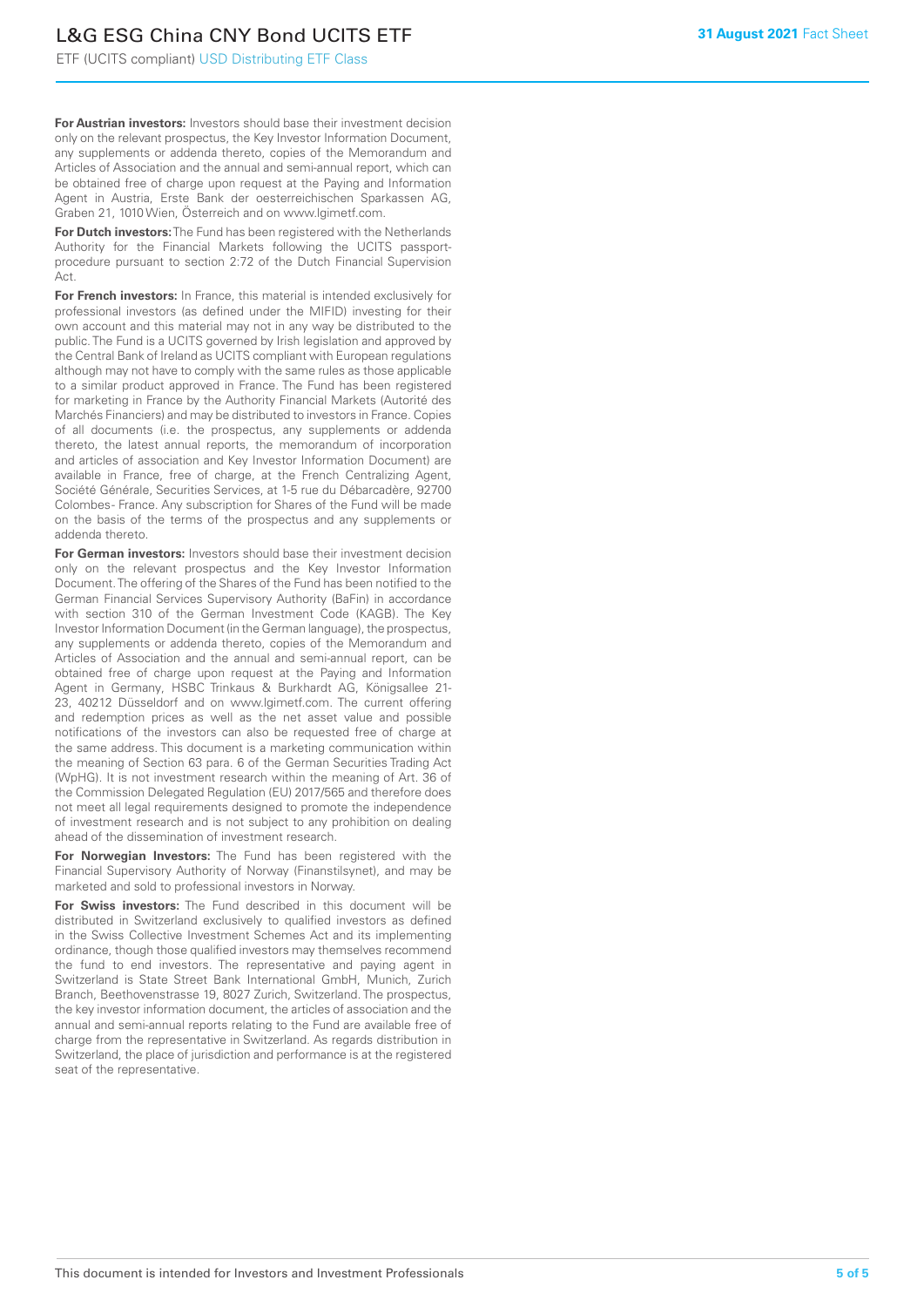**For Austrian investors:** Investors should base their investment decision only on the relevant prospectus, the Key Investor Information Document, any supplements or addenda thereto, copies of the Memorandum and Articles of Association and the annual and semi-annual report, which can be obtained free of charge upon request at the Paying and Information Agent in Austria, Erste Bank der oesterreichischen Sparkassen AG, Graben 21, 1010 Wien, Österreich and on www.lgimetf.com.

**For Dutch investors:** The Fund has been registered with the Netherlands Authority for the Financial Markets following the UCITS passport-procedure pursuant to section 2:72 of the Dutch Financial Supervision Act.

**For French investors:** In France, this material is intended exclusively for professional investors (as defined under the MIFID) investing for their own account and this material may not in any way be distributed to the public. The Fund is a UCITS governed by Irish legislation and approved by the Central Bank of Ireland as UCITS compliant with European regulations although may not have to comply with the same rules as those applicable to a similar product approved in France. The Fund has been registered for marketing in France by the Authority Financial Markets (Autorité des Marchés Financiers) and may be distributed to investors in France. Copies of all documents (i.e. the prospectus, any supplements or addenda thereto, the latest annual reports, the memorandum of incorporation and articles of association and Key Investor Information Document) are available in France, free of charge, at the French Centralizing Agent, Société Générale, Securities Services, at 1-5 rue du Débarcadère, 92700 Colombes- France. Any subscription for Shares of the Fund will be made on the basis of the terms of the prospectus and any supplements or addenda thereto.

**For German investors:** Investors should base their investment decision only on the relevant prospectus and the Key Investor Information Document. The offering of the Shares of the Fund has been notified to the German Financial Services Supervisory Authority (BaFin) in accordance with section 310 of the German Investment Code (KAGB). The Key Investor Information Document (in the German language), the prospectus, any supplements or addenda thereto, copies of the Memorandum and Articles of Association and the annual and semi-annual report, can be obtained free of charge upon request at the Paying and Information Agent in Germany, HSBC Trinkaus & Burkhardt AG, Königsallee 21-23, 40212 Düsseldorf and on www.lgimetf.com. The current offering and redemption prices as well as the net asset value and possible notifications of the investors can also be requested free of charge at the same address. This document is a marketing communication within the meaning of Section 63 para. 6 of the German Securities Trading Act (WpHG). It is not investment research within the meaning of Art. 36 of the Commission Delegated Regulation (EU) 2017/565 and therefore does not meet all legal requirements designed to promote the independence of investment research and is not subject to any prohibition on dealing ahead of the dissemination of investment research.

**For Norwegian Investors:** The Fund has been registered with the Financial Supervisory Authority of Norway (Finanstilsynet), and may be marketed and sold to professional investors in Norway.

**For Swiss investors:** The Fund described in this document will be distributed in Switzerland exclusively to qualified investors as defined in the Swiss Collective Investment Schemes Act and its implementing ordinance, though those qualified investors may themselves recommend the fund to end investors. The representative and paying agent in Switzerland is State Street Bank International GmbH, Munich, Zurich Branch, Beethovenstrasse 19, 8027 Zurich, Switzerland. The prospectus, the key investor information document, the articles of association and the annual and semi-annual reports relating to the Fund are available free of charge from the representative in Switzerland. As regards distribution in Switzerland, the place of jurisdiction and performance is at the registered seat of the representative.